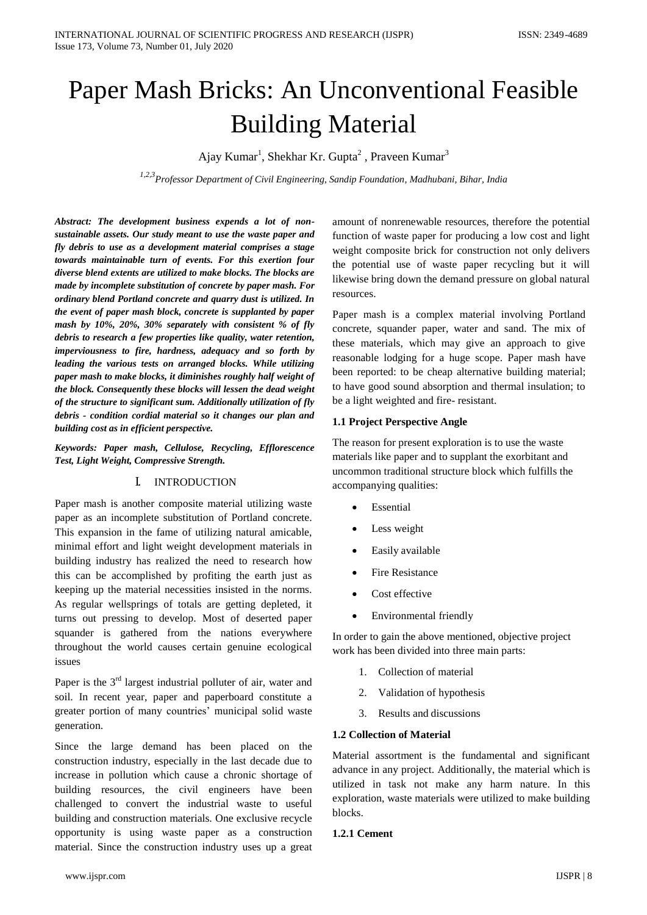# Paper Mash Bricks: An Unconventional Feasible Building Material

Ajay Kumar[1], Shekhar Kr. Gupta[2] , Praveen Kumar[3]

[1,2,3]*Professor Department of Civil Engineering, Sandip Foundation, Madhubani, Bihar, India*

***Abstract: The development business expends a lot of non-sustainable assets. Our study meant to use the waste paper and fly debris to use as a development material comprises a stage towards maintainable turn of events. For this exertion four diverse blend extents are utilized to make blocks. The blocks are made by incomplete substitution of concrete by paper mash. For ordinary blend Portland concrete and quarry dust is utilized. In the event of paper mash block, concrete is supplanted by paper mash by 10%, 20%, 30% separately with consistent % of fly debris to research a few properties like quality, water retention, imperviousness to fire, hardness, adequacy and so forth by leading the various tests on arranged blocks. While utilizing paper mash to make blocks, it diminishes roughly half weight of the block. Consequently these blocks will lessen the dead weight of the structure to significant sum. Additionally utilization of fly debris - condition cordial material so it changes our plan and building cost as in efficient perspective.***

***Keywords: Paper mash, Cellulose, Recycling, Efflorescence Test, Light Weight, Compressive Strength.***

## I. INTRODUCTION

Paper mash is another composite material utilizing waste paper as an incomplete substitution of Portland concrete. This expansion in the fame of utilizing natural amicable, minimal effort and light weight development materials in building industry has realized the need to research how this can be accomplished by profiting the earth just as keeping up the material necessities insisted in the norms. As regular wellsprings of totals are getting depleted, it turns out pressing to develop. Most of deserted paper squander is gathered from the nations everywhere throughout the world causes certain genuine ecological issues

Paper is the 3rd largest industrial polluter of air, water and soil. In recent year, paper and paperboard constitute a greater portion of many countries' municipal solid waste generation.

Since the large demand has been placed on the construction industry, especially in the last decade due to increase in pollution which cause a chronic shortage of building resources, the civil engineers have been challenged to convert the industrial waste to useful building and construction materials. One exclusive recycle opportunity is using waste paper as a construction material. Since the construction industry uses up a great amount of nonrenewable resources, therefore the potential function of waste paper for producing a low cost and light weight composite brick for construction not only delivers the potential use of waste paper recycling but it will likewise bring down the demand pressure on global natural resources.

Paper mash is a complex material involving Portland concrete, squander paper, water and sand. The mix of these materials, which may give an approach to give reasonable lodging for a huge scope. Paper mash have been reported: to be cheap alternative building material; to have good sound absorption and thermal insulation; to be a light weighted and fire- resistant.

**1.1 Project Perspective Angle**

The reason for present exploration is to use the waste materials like paper and to supplant the exorbitant and uncommon traditional structure block which fulfills the accompanying qualities:

- Essential
- Less weight
- Easily available
- Fire Resistance
- Cost effective
- Environmental friendly

In order to gain the above mentioned, objective project work has been divided into three main parts:

1. Collection of material
2. Validation of hypothesis
3. Results and discussions

**1.2 Collection of Material**

Material assortment is the fundamental and significant advance in any project. Additionally, the material which is utilized in task not make any harm nature. In this exploration, waste materials were utilized to make building blocks.

**1.2.1 Cement**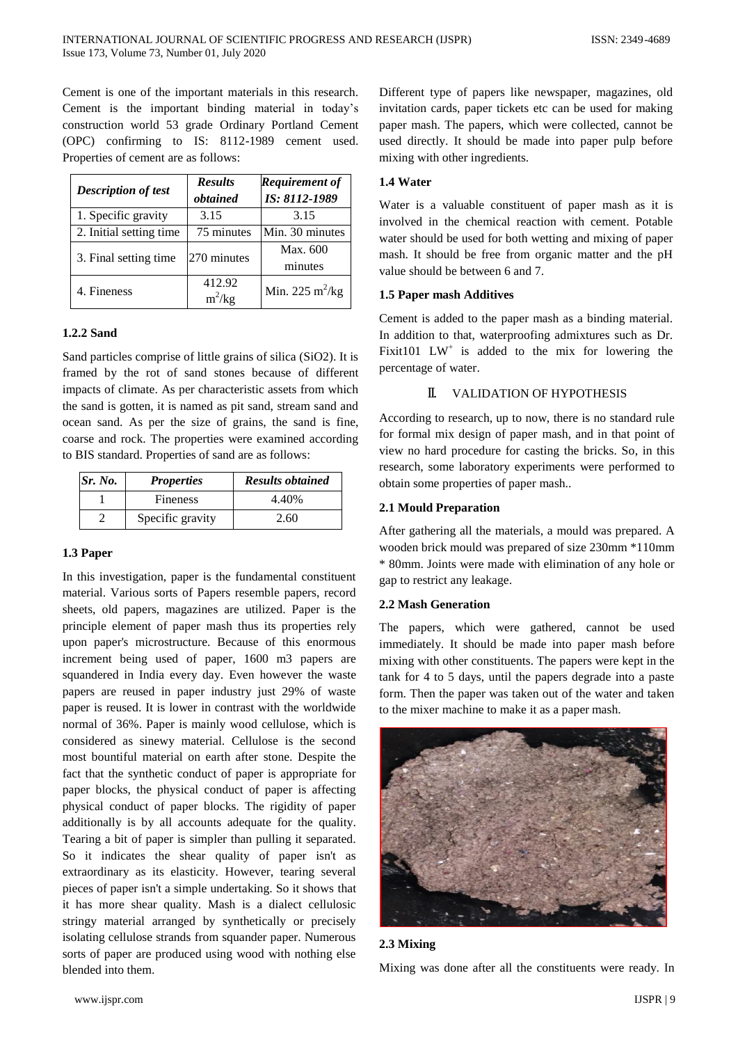Cement is one of the important materials in this research. Cement is the important binding material in today's construction world 53 grade Ordinary Portland Cement (OPC) confirming to IS: 8112-1989 cement used. Properties of cement are as follows:

| *Description of test* | *Results obtained* | *Requirement of IS: 8112-1989* |
|---|---|---|
| 1. Specific gravity | 3.15 | 3.15 |
| 2. Initial setting time | 75 minutes | Min. 30 minutes |
| 3. Final setting time | 270 minutes | Max. 600 minutes |
| 4. Fineness | 412.92 $m^2/kg$ | Min. 225 $m^2/kg$ |

### 1.2.2 Sand

Sand particles comprise of little grains of silica (SiO2). It is framed by the rot of sand stones because of different impacts of climate. As per characteristic assets from which the sand is gotten, it is named as pit sand, stream sand and ocean sand. As per the size of grains, the sand is fine, coarse and rock. The properties were examined according to BIS standard. Properties of sand are as follows:

| *Sr. No.* | *Properties* | *Results obtained* |
|---|---|---|
| 1 | Fineness | 4.40% |
| 2 | Specific gravity | 2.60 |

### 1.3 Paper

In this investigation, paper is the fundamental constituent material. Various sorts of Papers resemble papers, record sheets, old papers, magazines are utilized. Paper is the principle element of paper mash thus its properties rely upon paper's microstructure. Because of this enormous increment being used of paper, 1600 m3 papers are squandered in India every day. Even however the waste papers are reused in paper industry just 29% of waste paper is reused. It is lower in contrast with the worldwide normal of 36%. Paper is mainly wood cellulose, which is considered as sinewy material. Cellulose is the second most bountiful material on earth after stone. Despite the fact that the synthetic conduct of paper is appropriate for paper blocks, the physical conduct of paper is affecting physical conduct of paper blocks. The rigidity of paper additionally is by all accounts adequate for the quality. Tearing a bit of paper is simpler than pulling it separated. So it indicates the shear quality of paper isn't as extraordinary as its elasticity. However, tearing several pieces of paper isn't a simple undertaking. So it shows that it has more shear quality. Mash is a dialect cellulosic stringy material arranged by synthetically or precisely isolating cellulose strands from squander paper. Numerous sorts of paper are produced using wood with nothing else blended into them.

Different type of papers like newspaper, magazines, old invitation cards, paper tickets etc can be used for making paper mash. The papers, which were collected, cannot be used directly. It should be made into paper pulp before mixing with other ingredients.

### 1.4 Water

Water is a valuable constituent of paper mash as it is involved in the chemical reaction with cement. Potable water should be used for both wetting and mixing of paper mash. It should be free from organic matter and the pH value should be between 6 and 7.

### 1.5 Paper mash Additives

Cement is added to the paper mash as a binding material. In addition to that, waterproofing admixtures such as Dr. Fixit101 LW$^+$ is added to the mix for lowering the percentage of water.

## II. VALIDATION OF HYPOTHESIS

According to research, up to now, there is no standard rule for formal mix design of paper mash, and in that point of view no hard procedure for casting the bricks. So, in this research, some laboratory experiments were performed to obtain some properties of paper mash..

### 2.1 Mould Preparation

After gathering all the materials, a mould was prepared. A wooden brick mould was prepared of size 230mm *110mm * 80mm. Joints were made with elimination of any hole or gap to restrict any leakage.

### 2.2 Mash Generation

The papers, which were gathered, cannot be used immediately. It should be made into paper mash before mixing with other constituents. The papers were kept in the tank for 4 to 5 days, until the papers degrade into a paste form. Then the paper was taken out of the water and taken to the mixer machine to make it as a paper mash.

### 2.3 Mixing

Mixing was done after all the constituents were ready. In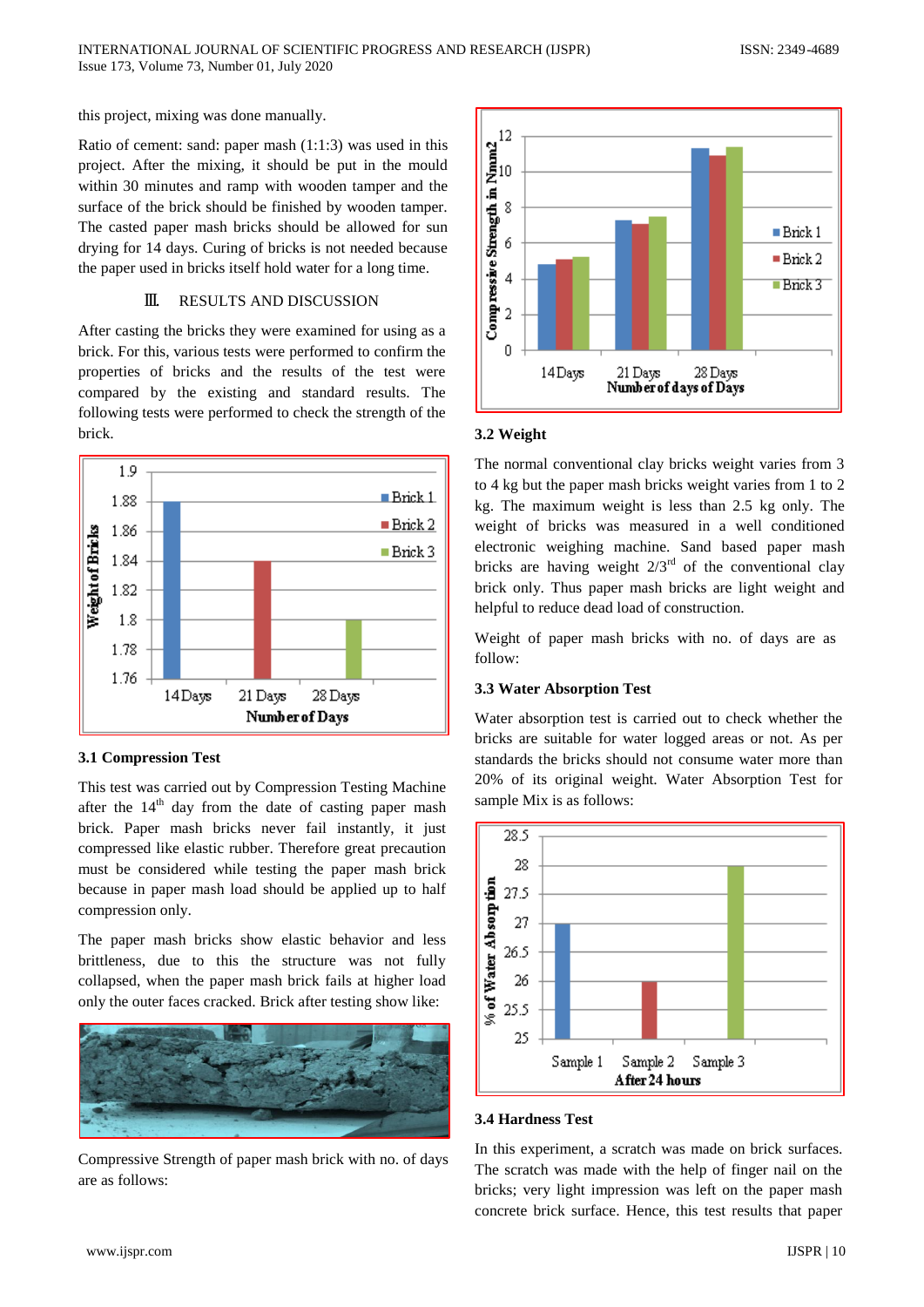this project, mixing was done manually.

Ratio of cement: sand: paper mash (1:1:3) was used in this project. After the mixing, it should be put in the mould within 30 minutes and ramp with wooden tamper and the surface of the brick should be finished by wooden tamper. The casted paper mash bricks should be allowed for sun drying for 14 days. Curing of bricks is not needed because the paper used in bricks itself hold water for a long time.

## III. RESULTS AND DISCUSSION

After casting the bricks they were examined for using as a brick. For this, various tests were performed to confirm the properties of bricks and the results of tests were compared by the existing and standard results. The following tests were performed to check the strength of the brick.

### 3.1 Compression Test

This test was carried out by Compression Testing Machine after the 14th day from the date of casting paper mash brick. Paper mash bricks never fail instantly, it just compressed like elastic rubber. Therefore great precaution must be considered while testing the paper mash brick because in paper mash load should be applied up to half compression only.

The paper mash bricks show elastic behavior and less brittleness, due to this the structure was not fully collapsed, when the paper mash brick fails at higher load only the outer faces cracked. Brick after testing show like:

Compressive Strength of paper mash brick with no. of days are as follows:

### 3.2 Weight

The normal conventional clay bricks weight varies from 3 to 4 kg but the paper mash bricks weight varies from 1 to 2 kg. The maximum weight is less than 2.5 kg only. The weight of bricks was measured in a well conditioned electronic weighing machine. Sand based paper mash bricks are having weight 2/3rd of the conventional clay brick only. Thus paper mash bricks are light weight and helpful to reduce dead load of construction.

Weight of paper mash bricks with no. of days are as follow:

### 3.3 Water Absorption Test

Water absorption test is carried out to check whether the bricks are suitable for water logged areas or not. As per standards the bricks should not consume water more than 20% of its original weight. Water Absorption Test for sample Mix is as follows:

### 3.4 Hardness Test

In this experiment, a scratch was made on brick surfaces. The scratch was made with the help of finger nail on the bricks; very light impression was left on the paper mash concrete brick surface. Hence, this test results that paper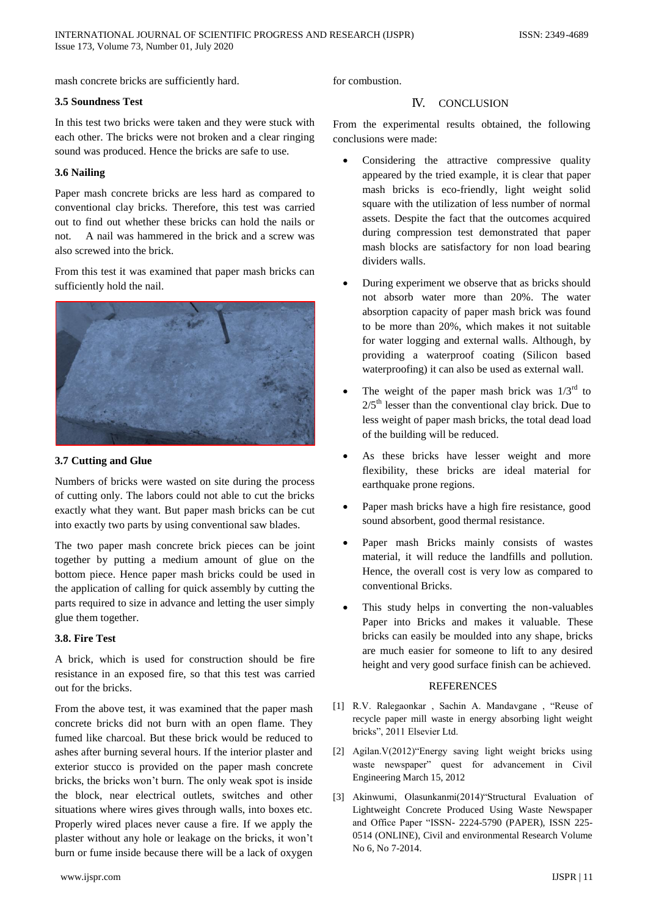mash concrete bricks are sufficiently hard.

### 3.5 Soundness Test

In this test two bricks were taken and they were stuck with each other. The bricks were not broken and a clear ringing sound was produced. Hence the bricks are safe to use.

### 3.6 Nailing

Paper mash concrete bricks are less hard as compared to conventional clay bricks. Therefore, this test was carried out to find out whether these bricks can hold the nails or not. A nail was hammered in the brick and a screw was also screwed into the brick.

From this test it was examined that paper mash bricks can sufficiently hold the nail.

### 3.7 Cutting and Glue

Numbers of bricks were wasted on site during the process of cutting only. The labors could not able to cut the bricks exactly what they want. But paper mash bricks can be cut into exactly two parts by using conventional saw blades.

The two paper mash concrete brick pieces can be joint together by putting a medium amount of glue on the bottom piece. Hence paper mash bricks could be used in the application of calling for quick assembly by cutting the parts required to size in advance and letting the user simply glue them together.

### 3.8. Fire Test

A brick, which is used for construction should be fire resistance in an exposed fire, so that this test was carried out for the bricks.

From the above test, it was examined that the paper mash concrete bricks did not burn with an open flame. They fumed like charcoal. But these brick would be reduced to ashes after burning several hours. If the interior plaster and exterior stucco is provided on the paper mash concrete bricks, the bricks won't burn. The only weak spot is inside the block, near electrical outlets, switches and other situations where wires gives through walls, into boxes etc. Properly wired places never cause a fire. If we apply the plaster without any hole or leakage on the bricks, it won't burn or fume inside because there will be a lack of oxygen for combustion.

## IV. CONCLUSION

From the experimental results obtained, the following conclusions were made:

- Considering the attractive compressive quality appeared by the tried example, it is clear that paper mash bricks is eco-friendly, light weight solid square with the utilization of less number of normal assets. Despite the fact that the outcomes acquired during compression test demonstrated that paper mash blocks are satisfactory for non load bearing dividers walls.
- During experiment we observe that as bricks should not absorb water more than 20%. The water absorption capacity of paper mash brick was found to be more than 20%, which makes it not suitable for water logging and external walls. Although, by providing a waterproof coating (Silicon based waterproofing) it can also be used as external wall.
- The weight of the paper mash brick was 1/3rd to 2/5th lesser than the conventional clay brick. Due to less weight of paper mash bricks, the total dead load of the building will be reduced.
- As these bricks have lesser weight and more flexibility, these bricks are ideal material for earthquake prone regions.
- Paper mash bricks have a high fire resistance, good sound absorbent, good thermal resistance.
- Paper mash Bricks mainly consists of wastes material, it will reduce the landfills and pollution. Hence, the overall cost is very low as compared to conventional Bricks.
- This study helps in converting the non-valuables Paper into Bricks and makes it valuable. These bricks can easily be moulded into any shape, bricks are much easier for someone to lift to any desired height and very good surface finish can be achieved.

## REFERENCES

[1] R.V. Ralegaonkar , Sachin A. Mandavgane , "Reuse of recycle paper mill waste in energy absorbing light weight bricks", 2011 Elsevier Ltd.

[2] Agilan.V(2012)"Energy saving light weight bricks using waste newspaper" quest for advancement in Civil Engineering March 15, 2012

[3] Akinwumi, Olasunkanmi(2014)"Structural Evaluation of Lightweight Concrete Produced Using Waste Newspaper and Office Paper "ISSN- 2224-5790 (PAPER), ISSN 225-0514 (ONLINE), Civil and environmental Research Volume No 6, No 7-2014.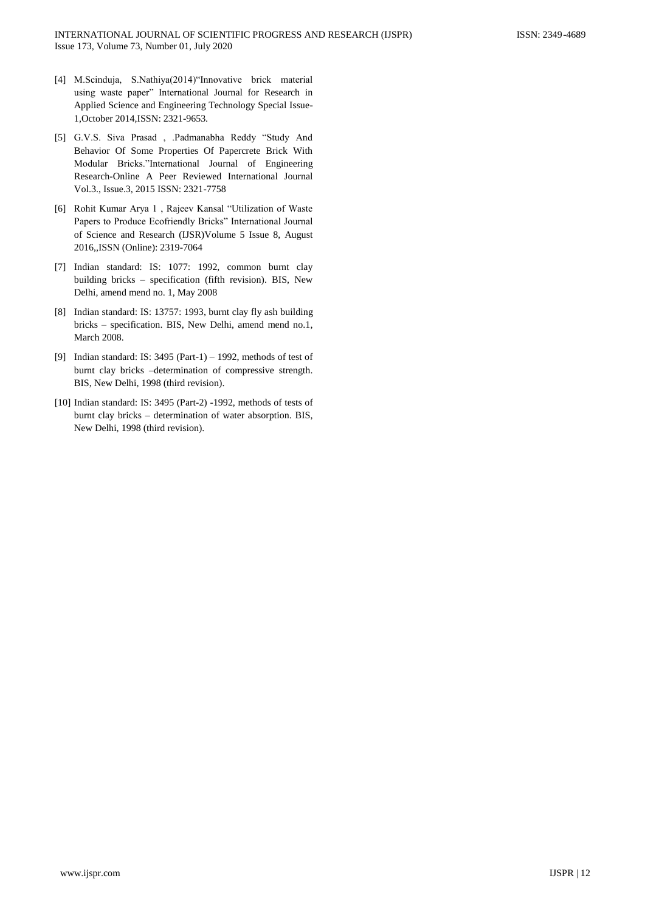[4] M.Scinduja, S.Nathiya(2014)"Innovative brick material using waste paper" International Journal for Research in Applied Science and Engineering Technology Special Issue-1,October 2014,ISSN: 2321-9653.

[5] G.V.S. Siva Prasad , .Padmanabha Reddy "Study And Behavior Of Some Properties Of Papercrete Brick With Modular Bricks."International Journal of Engineering Research-Online A Peer Reviewed International Journal Vol.3., Issue.3, 2015 ISSN: 2321-7758

[6] Rohit Kumar Arya 1 , Rajeev Kansal "Utilization of Waste Papers to Produce Ecofriendly Bricks" International Journal of Science and Research (IJSR)Volume 5 Issue 8, August 2016,,ISSN (Online): 2319-7064

[7] Indian standard: IS: 1077: 1992, common burnt clay building bricks – specification (fifth revision). BIS, New Delhi, amend mend no. 1, May 2008

[8] Indian standard: IS: 13757: 1993, burnt clay fly ash building bricks – specification. BIS, New Delhi, amend mend no.1, March 2008.

[9] Indian standard: IS: 3495 (Part-1) – 1992, methods of test of burnt clay bricks –determination of compressive strength. BIS, New Delhi, 1998 (third revision).

[10] Indian standard: IS: 3495 (Part-2) -1992, methods of tests of burnt clay bricks – determination of water absorption. BIS, New Delhi, 1998 (third revision).